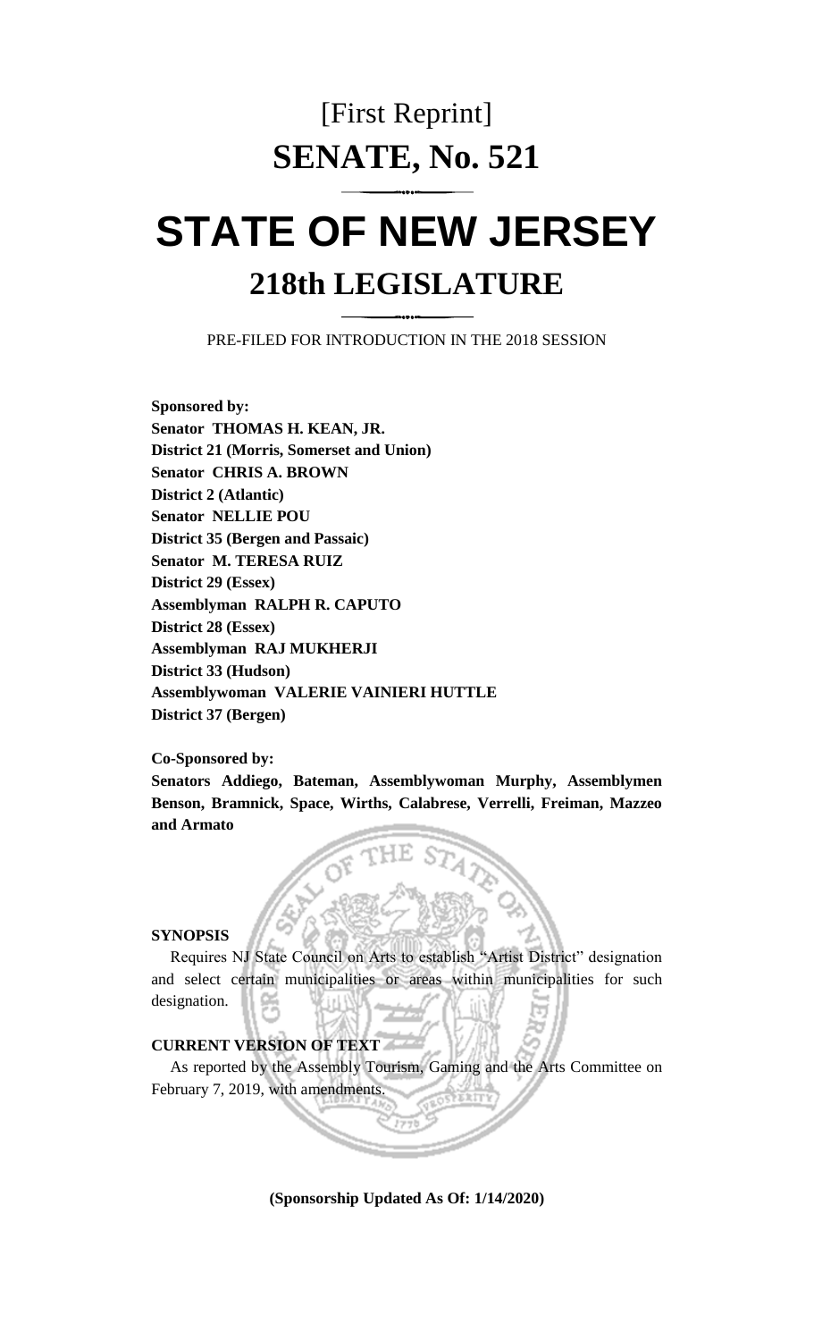# [First Reprint]
# SENATE, No. 521

# STATE OF NEW JERSEY
## 218th LEGISLATURE

PRE-FILED FOR INTRODUCTION IN THE 2018 SESSION

**Sponsored by:**
**Senator THOMAS H. KEAN, JR.**
**District 21 (Morris, Somerset and Union)**
**Senator CHRIS A. BROWN**
**District 2 (Atlantic)**
**Senator NELLIE POU**
**District 35 (Bergen and Passaic)**
**Senator M. TERESA RUIZ**
**District 29 (Essex)**
**Assemblyman RALPH R. CAPUTO**
**District 28 (Essex)**
**Assemblyman RAJ MUKHERJI**
**District 33 (Hudson)**
**Assemblywoman VALERIE VAINIERI HUTTLE**
**District 37 (Bergen)**

**Co-Sponsored by:**
**Senators Addiego, Bateman, Assemblywoman Murphy, Assemblymen Benson, Bramnick, Space, Wirths, Calabrese, Verrelli, Freiman, Mazzeo and Armato**

**SYNOPSIS**

Requires NJ State Council on Arts to establish "Artist District" designation and select certain municipalities or areas within municipalities for such designation.

**CURRENT VERSION OF TEXT**

As reported by the Assembly Tourism, Gaming and the Arts Committee on February 7, 2019, with amendments.

**(Sponsorship Updated As Of: 1/14/2020)**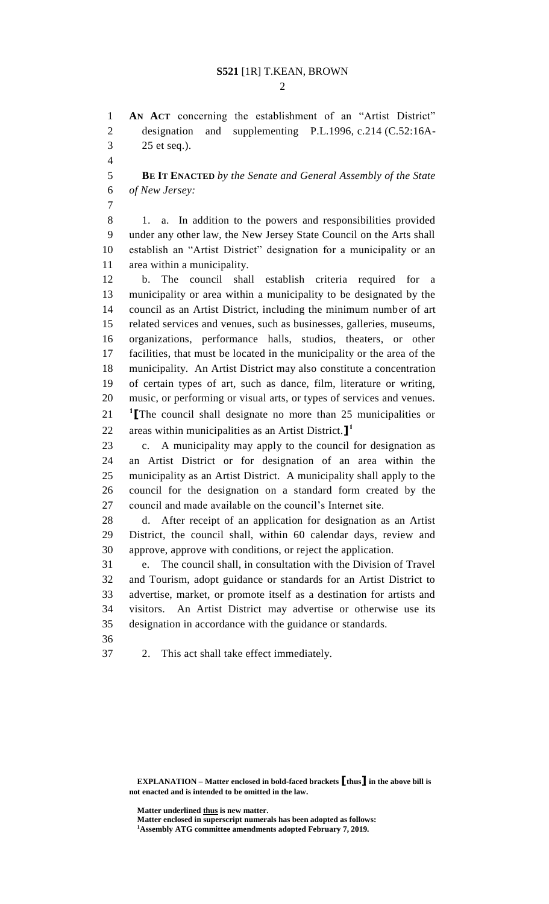**AN ACT** concerning the establishment of an "Artist District" designation and supplementing P.L.1996, c.214 (C.52:16A-25 et seq.).

**BE IT ENACTED** *by the Senate and General Assembly of the State of New Jersey:*

1. a. In addition to the powers and responsibilities provided under any other law, the New Jersey State Council on the Arts shall establish an "Artist District" designation for a municipality or an area within a municipality.

b. The council shall establish criteria required for a municipality or area within a municipality to be designated by the council as an Artist District, including the minimum number of art related services and venues, such as businesses, galleries, museums, organizations, performance halls, studios, theaters, or other facilities, that must be located in the municipality or the area of the municipality. An Artist District may also constitute a concentration of certain types of art, such as dance, film, literature or writing, music, or performing or visual arts, or types of services and venues. [1]**[**The council shall designate no more than 25 municipalities or areas within municipalities as an Artist District.**]**[1]

c. A municipality may apply to the council for designation as an Artist District or for designation of an area within the municipality as an Artist District. A municipality shall apply to the council for the designation on a standard form created by the council and made available on the council's Internet site.

d. After receipt of an application for designation as an Artist District, the council shall, within 60 calendar days, review and approve, approve with conditions, or reject the application.

e. The council shall, in consultation with the Division of Travel and Tourism, adopt guidance or standards for an Artist District to advertise, market, or promote itself as a destination for artists and visitors. An Artist District may advertise or otherwise use its designation in accordance with the guidance or standards.

2. This act shall take effect immediately.

**EXPLANATION – Matter enclosed in bold-faced brackets [thus] in the above bill is not enacted and is intended to be omitted in the law.**

**Matter underlined thus is new matter.**
**Matter enclosed in superscript numerals has been adopted as follows:**
[1]**Assembly ATG committee amendments adopted February 7, 2019.**